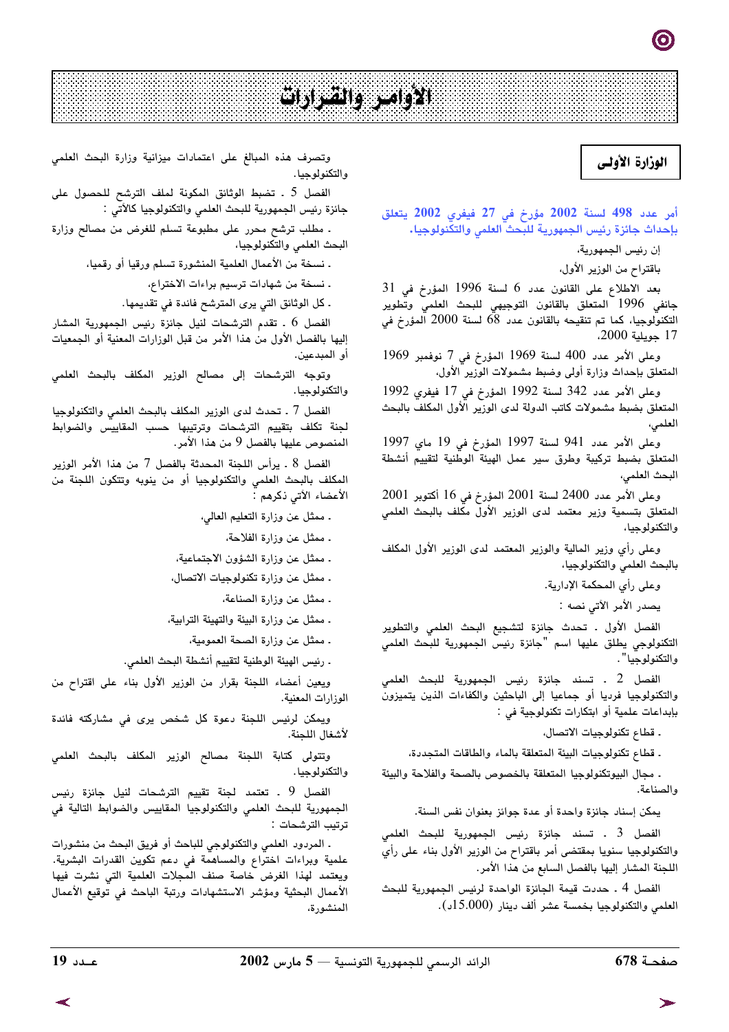# الأوامر والقرارات

## الوزارة الأولى

**أمر عدد 498 لسنة 2002 مؤرخ في 27 فيفري 2002 يتعلق بإحداث جائزة رئيس الجمهورية للبحث العلمي والتكنولوجيا.**

إن رئيس الجمهورية،

باقتراح من الوزير الأول،

بعد الاطلاع على القانون عدد 6 لسنة 1996 المؤرخ في 31 جانفي 1996 المتعلق بالقانون التوجيهي للبحث العلمي وتطوير التكنولوجيا، كما تم تنقيحه بالقانون عدد 68 لسنة 2000 المؤرخ في 17 جويلية 2000،

وعلى الأمر عدد 400 لسنة 1969 المؤرخ في 7 نوفمبر 1969 المتعلق بإحداث وزارة أولى وضبط مشمولات الوزير الأول،

وعلى الأمر عدد 342 لسنة 1992 المؤرخ في 17 فيفري 1992 المتعلق بضبط مشمولات كاتب الدولة لدى الوزير الأول المكلف بالبحث العلمي،

وعلى الأمر عدد 941 لسنة 1997 المؤرخ في 19 ماي 1997 المتعلق بضبط تركيبة وطرق سير عمل الهيئة الوطنية لتقييم أنشطة البحث العلمي،

وعلى الأمر عدد 2400 لسنة 2001 المؤرخ في 16 أكتوبر 2001 المتعلق بتسمية وزير معتمد لدى الوزير الأول مكلف بالبحث العلمي والتكنولوجيا،

وعلى رأي وزير المالية والوزير المعتمد لدى الوزير الأول المكلف بالبحث العلمي والتكنولوجيا،

وعلى رأي المحكمة الإدارية.

يصدر الأمر الآتي نصه :

الفصل الأول ـ تحدث جائزة لتشجيع البحث العلمي والتطوير التكنولوجي يطلق عليها اسم "جائزة رئيس الجمهورية للبحث العلمي والتكنولوجيا".

الفصل 2 ـ تسند جائزة رئيس الجمهورية للبحث العلمي والتكنولوجيا فرديا أو جماعيا إلى الباحثين والكفاءات الذين يتميزون بإبداعات علمية أو ابتكارات تكنولوجية في :

- قطاع تكنولوجيات الاتصال،
- قطاع تكنولوجيات البيئة المتعلقة بالماء والطاقات المتجددة،
- مجال البيوتكنولوجيا المتعلقة بالخصوص بالصحة والفلاحة والبيئة والصناعة.

يمكن إسناد جائزة واحدة أو عدة جوائز بعنوان نفس السنة.

الفصل 3 ـ تسند جائزة رئيس الجمهورية للبحث العلمي والتكنولوجيا سنويا بمقتضى أمر باقتراح من الوزير الأول بناء على رأي اللجنة المشار إليها بالفصل السابع من هذا الأمر.

الفصل 4 ـ حددت قيمة الجائزة الواحدة لرئيس الجمهورية للبحث العلمي والتكنولوجيا بخمسة عشر ألف دينار (15.000د).

وتصرف هذه المبالغ على اعتمادات ميزانية وزارة البحث العلمي والتكنولوجيا.

الفصل 5 ـ تضبط الوثائق المكونة لملف الترشح للحصول على جائزة رئيس الجمهورية للبحث العلمي والتكنولوجيا كالآتي :

- مطلب ترشح محرر على مطبوعة تسلم للغرض من مصالح وزارة البحث العلمي والتكنولوجيا،
- نسخة من الأعمال العلمية المنشورة تسلم ورقيا أو رقميا،
- نسخة من شهادات ترسيم براءات الاختراع،
- كل الوثائق التي يرى المترشح فائدة في تقديمها.

الفصل 6 ـ تقدم الترشحات لنيل جائزة رئيس الجمهورية المشار إليها بالفصل الأول من هذا الأمر من قبل الوزارات المعنية أو الجمعيات أو المبدعين.

وتوجه الترشحات إلى مصالح الوزير المكلف بالبحث العلمي والتكنولوجيا.

الفصل 7 ـ تحدث لدى الوزير المكلف بالبحث العلمي والتكنولوجيا لجنة تكلف بتقييم الترشحات وترتيبها حسب المقاييس والضوابط المنصوص عليها بالفصل 9 من هذا الأمر.

الفصل 8 ـ يرأس اللجنة المحدثة بالفصل 7 من هذا الأمر الوزير المكلف بالبحث العلمي والتكنولوجيا أو من ينوبه وتتكون اللجنة من الأعضاء الآتي ذكرهم :

- ممثل عن وزارة التعليم العالي،
- ممثل عن وزارة الفلاحة،
- ممثل عن وزارة الشؤون الاجتماعية،
- ممثل عن وزارة تكنولوجيات الاتصال،
- ممثل عن وزارة الصناعة،
- ممثل عن وزارة البيئة والتهيئة الترابية،
- ممثل عن وزارة الصحة العمومية،
- رئيس الهيئة الوطنية لتقييم أنشطة البحث العلمي.

ويعين أعضاء اللجنة بقرار من الوزير الأول بناء على اقتراح من الوزارات المعنية.

ويمكن لرئيس اللجنة دعوة كل شخص يرى في مشاركته فائدة لأشغال اللجنة.

وتتولى كتابة اللجنة مصالح الوزير المكلف بالبحث العلمي والتكنولوجيا.

الفصل 9 ـ تعتمد لجنة تقييم الترشحات لنيل جائزة رئيس الجمهورية للبحث العلمي والتكنولوجيا المقاييس والضوابط التالية في ترتيب الترشحات :

- المردود العلمي والتكنولوجي للباحث أو فريق البحث من منشورات علمية وبراءات اختراع والمساهمة في دعم تكوين القدرات البشرية. ويعتمد لهذا الغرض خاصة صنف المجلات العلمية التي نشرت فيها الأعمال البحثية ومؤشر الاستشهادات ورتبة الباحث في توقيع الأعمال المنشورة،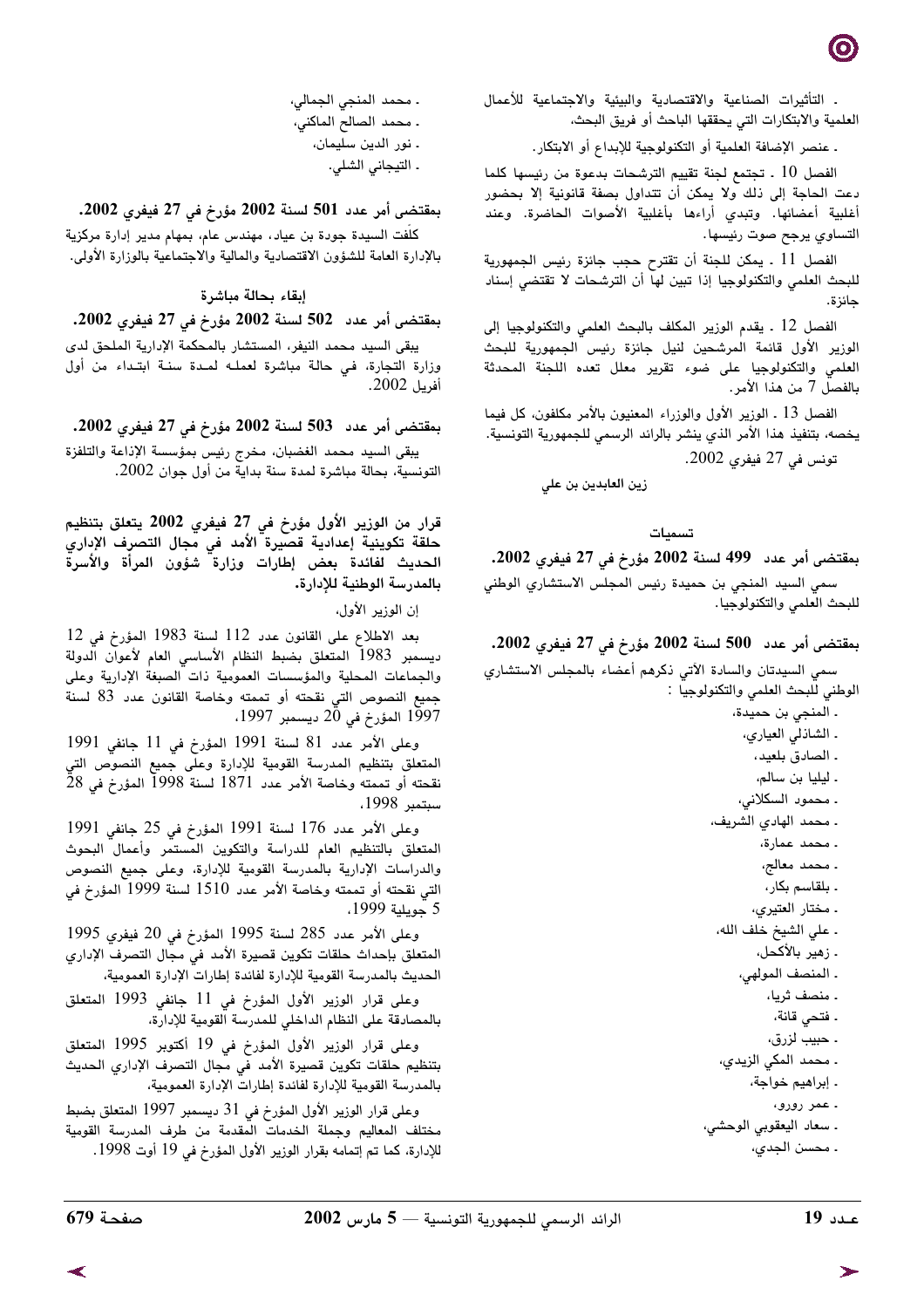ـ التأثيرات الصناعية والاقتصادية والبيئية والاجتماعية للأعمال العلمية والابتكارات التي يحققها الباحث أو فريق البحث،

ـ عنصر الإضافة العلمية أو التكنولوجية للإبداع أو الابتكار.

الفصل 10 ـ تجتمع لجنة تقييم الترشحات بدعوة من رئيسها كلما دعت الحاجة إلى ذلك ولا يمكن أن تتداول بصفة قانونية إلا بحضور أغلبية أعضائها. وتبدي آراءها بأغلبية الأصوات الحاضرة. وعند التساوي يرجح صوت رئيسها.

الفصل 11 ـ يمكن للجنة أن تقترح حجب جائزة رئيس الجمهورية للبحث العلمي والتكنولوجيا إذا تبين لها أن الترشحات لا تقتضي إسناد جائزة.

الفصل 12 ـ يقدم الوزير المكلف بالبحث العلمي والتكنولوجيا إلى الوزير الأول قائمة المرشحين لنيل جائزة رئيس الجمهورية للبحث العلمي والتكنولوجيا على ضوء تقرير معلل تعده اللجنة المحدثة بالفصل 7 من هذا الأمر.

الفصل 13 ـ الوزير الأول والوزراء المعنيون بالأمر مكلفون، كل فيما يخصه، بتنفيذ هذا الأمر الذي ينشر بالرائد الرسمي للجمهورية التونسية.

تونس في 27 فيفري 2002.

زين العابدين بن علي

## تسميات

**بمقتضى أمر عدد 499 لسنة 2002 مؤرخ في 27 فيفري 2002.**

سمي السيد المنجي بن حميدة رئيس المجلس الاستشاري الوطني للبحث العلمي والتكنولوجيا.

**بمقتضى أمر عدد 500 لسنة 2002 مؤرخ في 27 فيفري 2002.**

سمي السيدتان والسادة الآتي ذكرهم أعضاء بالمجلس الاستشاري الوطني للبحث العلمي والتكنولوجيا :

- المنجي بن حميدة،
- الشاذلي العياري،
- الصادق بلعيد،
- ليليا بن سالم،
- محمود السكلاني،
- محمد الهادي الشريف،
- محمد عمارة،
- محمد معالج،
- بلقاسم بكار،
- مختار العتيري،
- علي الشيخ خلف الله،
- زهير بالأكحل،
- المنصف المولهي،
- منصف ثريا،
- فتحي قانة،
- حبيب لزرق،
- محمد المكي الزيدي،
- إبراهيم خواجة،
- عمر رورو،
- سعاد اليعقوبي الوحشي،
- محسن الجدي،
- محمد المنجي الجمالي،
- محمد الصالح الماكني،
- نور الدين سليمان،
- التيجاني الشلي.

**بمقتضى أمر عدد 501 لسنة 2002 مؤرخ في 27 فيفري 2002.**

كلفت السيدة جودة بن عياد، مهندس عام، بمهام مدير إدارة مركزية بالإدارة العامة للشؤون الاقتصادية والمالية والاجتماعية بالوزارة الأولى.

## إبقاء بحالة مباشرة

**بمقتضى أمر عدد 502 لسنة 2002 مؤرخ في 27 فيفري 2002.**

يبقى السيد محمد النيفر، المستشار بالمحكمة الإدارية الملحق لدى وزارة التجارة، في حالة مباشرة لعمله لمدة سنة ابتداء من أول أفريل 2002.

**بمقتضى أمر عدد 503 لسنة 2002 مؤرخ في 27 فيفري 2002.**

يبقى السيد محمد الغضبان، مخرج رئيس بمؤسسة الإذاعة والتلفزة التونسية، بحالة مباشرة لمدة سنة بداية من أول جوان 2002.

**قرار من الوزير الأول مؤرخ في 27 فيفري 2002 يتعلق بتنظيم حلقة تكوينية إعدادية قصيرة الأمد في مجال التصرف الإداري الحديث لفائدة بعض إطارات وزارة شؤون المرأة والأسرة بالمدرسة الوطنية للإدارة.**

إن الوزير الأول،

بعد الاطلاع على القانون عدد 112 لسنة 1983 المؤرخ في 12 ديسمبر 1983 المتعلق بضبط النظام الأساسي العام لأعوان الدولة والجماعات المحلية والمؤسسات العمومية ذات الصبغة الإدارية وعلى جميع النصوص التي نقحته أو تممته وخاصة القانون عدد 83 لسنة 1997 المؤرخ في 20 ديسمبر 1997،

وعلى الأمر عدد 81 لسنة 1991 المؤرخ في 11 جانفي 1991 المتعلق بتنظيم المدرسة القومية للإدارة وعلى جميع النصوص التي نقحته أو تممته وخاصة الأمر عدد 1871 لسنة 1998 المؤرخ في 28 سبتمبر 1998،

وعلى الأمر عدد 176 لسنة 1991 المؤرخ في 25 جانفي 1991 المتعلق بالتنظيم العام للدراسة والتكوين المستمر وأعمال البحوث والدراسات الإدارية بالمدرسة القومية للإدارة، وعلى جميع النصوص التي نقحته أو تممته وخاصة الأمر عدد 1510 لسنة 1999 المؤرخ في 5 جويلية 1999،

وعلى الأمر عدد 285 لسنة 1995 المؤرخ في 20 فيفري 1995 المتعلق بإحداث حلقات تكوين قصيرة الأمد في مجال التصرف الإداري الحديث بالمدرسة القومية للإدارة لفائدة إطارات الإدارة العمومية،

وعلى قرار الوزير الأول المؤرخ في 11 جانفي 1993 المتعلق بالمصادقة على النظام الداخلي للمدرسة القومية للإدارة،

وعلى قرار الوزير الأول المؤرخ في 19 أكتوبر 1995 المتعلق بتنظيم حلقات تكوين قصيرة الأمد في مجال التصرف الإداري الحديث بالمدرسة القومية للإدارة لفائدة إطارات الإدارة العمومية،

وعلى قرار الوزير الأول المؤرخ في 31 ديسمبر 1997 المتعلق بضبط مختلف المعاليم وجملة الخدمات المقدمة من طرف المدرسة القومية للإدارة، كما تم إتمامه بقرار الوزير الأول المؤرخ في 19 أوت 1998.